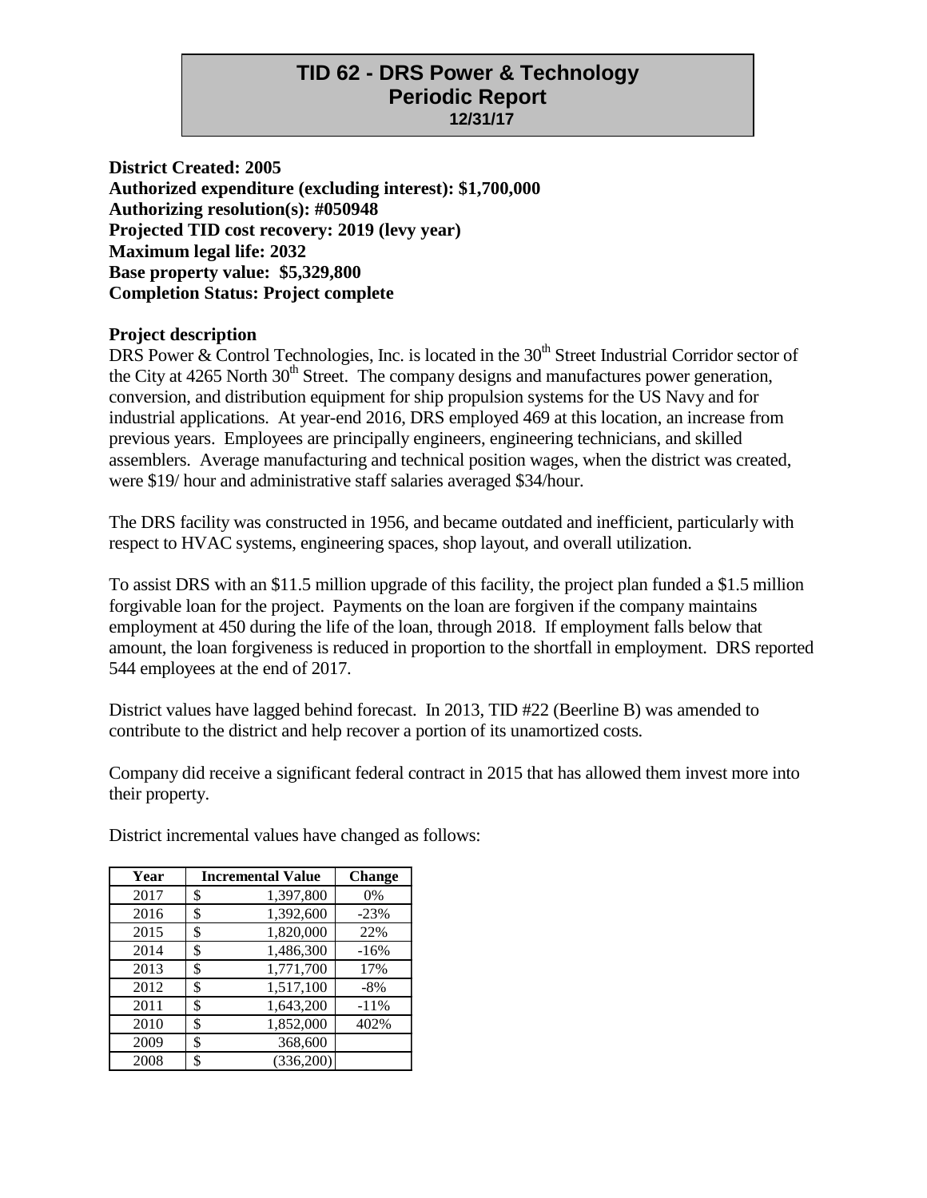# TID 62 - DRS Power & Technology
## Periodic Report
### 12/31/17

**District Created: 2005**
**Authorized expenditure (excluding interest): $1,700,000**
**Authorizing resolution(s): #050948**
**Projected TID cost recovery: 2019 (levy year)**
**Maximum legal life: 2032**
**Base property value: $5,329,800**
**Completion Status: Project complete**

**Project description**

DRS Power & Control Technologies, Inc. is located in the 30th Street Industrial Corridor sector of the City at 4265 North 30th Street. The company designs and manufactures power generation, conversion, and distribution equipment for ship propulsion systems for the US Navy and for industrial applications. At year-end 2016, DRS employed 469 at this location, an increase from previous years. Employees are principally engineers, engineering technicians, and skilled assemblers. Average manufacturing and technical position wages, when the district was created, were $19/ hour and administrative staff salaries averaged $34/hour.

The DRS facility was constructed in 1956, and became outdated and inefficient, particularly with respect to HVAC systems, engineering spaces, shop layout, and overall utilization.

To assist DRS with an $11.5 million upgrade of this facility, the project plan funded a $1.5 million forgivable loan for the project. Payments on the loan are forgiven if the company maintains employment at 450 during the life of the loan, through 2018. If employment falls below that amount, the loan forgiveness is reduced in proportion to the shortfall in employment. DRS reported 544 employees at the end of 2017.

District values have lagged behind forecast. In 2013, TID #22 (Beerline B) was amended to contribute to the district and help recover a portion of its unamortized costs.

Company did receive a significant federal contract in 2015 that has allowed them invest more into their property.

District incremental values have changed as follows:

| Year | Incremental Value | Change |
|---|---|---|
| 2017 | $ 1,397,800 | 0% |
| 2016 | $ 1,392,600 | -23% |
| 2015 | $ 1,820,000 | 22% |
| 2014 | $ 1,486,300 | -16% |
| 2013 | $ 1,771,700 | 17% |
| 2012 | $ 1,517,100 | -8% |
| 2011 | $ 1,643,200 | -11% |
| 2010 | $ 1,852,000 | 402% |
| 2009 | $ 368,600 | |
| 2008 | $ (336,200) | |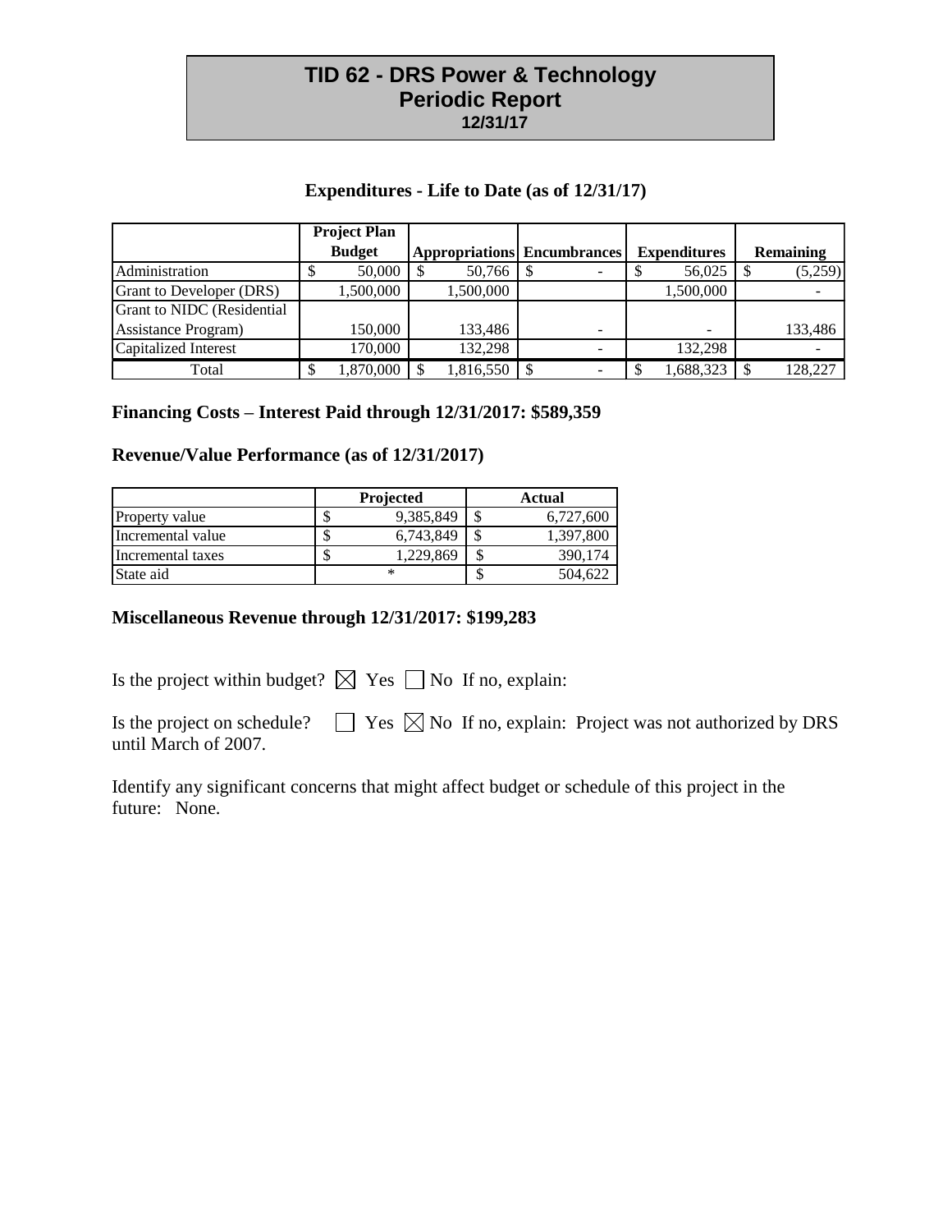# TID 62 - DRS Power & Technology
## Periodic Report
### 12/31/17

**Expenditures - Life to Date (as of 12/31/17)**

| | Project Plan Budget | Appropriations | Encumbrances | Expenditures | Remaining |
|---|---|---|---|---|---|
| Administration | $ 50,000 | $ 50,766 | $ - | $ 56,025 | $ (5,259) |
| Grant to Developer (DRS) | 1,500,000 | 1,500,000 | | 1,500,000 | - |
| Grant to NIDC (Residential Assistance Program) | 150,000 | 133,486 | - | - | 133,486 |
| Capitalized Interest | 170,000 | 132,298 | - | 132,298 | - |
| Total | $ 1,870,000 | $ 1,816,550 | $ - | $ 1,688,323 | $ 128,227 |

**Financing Costs – Interest Paid through 12/31/2017: $589,359**

**Revenue/Value Performance (as of 12/31/2017)**

| | Projected | Actual |
|---|---|---|
| Property value | $ 9,385,849 | $ 6,727,600 |
| Incremental value | $ 6,743,849 | $ 1,397,800 |
| Incremental taxes | $ 1,229,869 | $ 390,174 |
| State aid | * | $ 504,622 |

**Miscellaneous Revenue through 12/31/2017: $199,283**

Is the project within budget? ☒ Yes ☐ No If no, explain:

Is the project on schedule? ☐ Yes ☒ No If no, explain: Project was not authorized by DRS until March of 2007.

Identify any significant concerns that might affect budget or schedule of this project in the future: None.